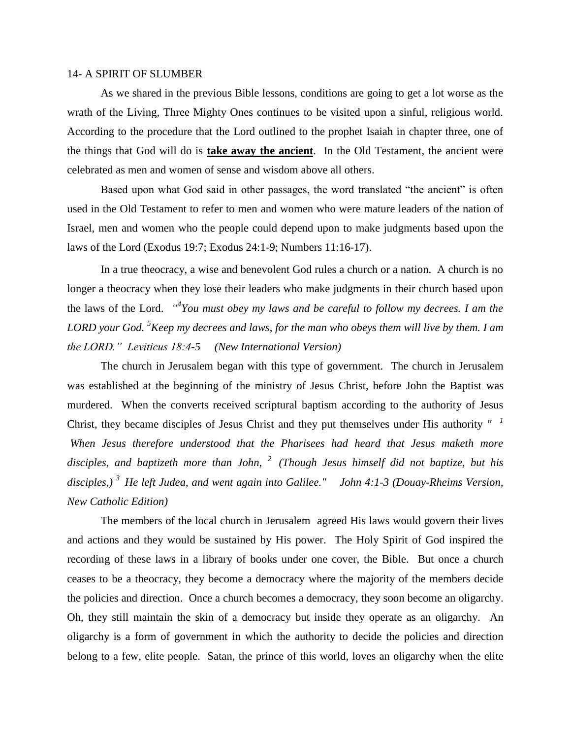# 14- A SPIRIT OF SLUMBER

As we shared in the previous Bible lessons, conditions are going to get a lot worse as the wrath of the Living, Three Mighty Ones continues to be visited upon a sinful, religious world. According to the procedure that the Lord outlined to the prophet Isaiah in chapter three, one of the things that God will do is **take away the ancient**. In the Old Testament, the ancient were celebrated as men and women of sense and wisdom above all others.

Based upon what God said in other passages, the word translated "the ancient" is often used in the Old Testament to refer to men and women who were mature leaders of the nation of Israel, men and women who the people could depend upon to make judgments based upon the laws of the Lord (Exodus 19:7; Exodus 24:1-9; Numbers 11:16-17).

In a true theocracy, a wise and benevolent God rules a church or a nation. A church is no longer a theocracy when they lose their leaders who make judgments in their church based upon the laws of the Lord. *"[4]You must obey my laws and be careful to follow my decrees. I am the LORD your God. [5]Keep my decrees and laws, for the man who obeys them will live by them. I am the LORD." Leviticus 18:4-5 (New International Version)*

The church in Jerusalem began with this type of government. The church in Jerusalem was established at the beginning of the ministry of Jesus Christ, before John the Baptist was murdered. When the converts received scriptural baptism according to the authority of Jesus Christ, they became disciples of Jesus Christ and they put themselves under His authority *" [1] When Jesus therefore understood that the Pharisees had heard that Jesus maketh more disciples, and baptizeth more than John, [2] (Though Jesus himself did not baptize, but his disciples,) [3] He left Judea, and went again into Galilee." John 4:1-3 (Douay-Rheims Version, New Catholic Edition)*

The members of the local church in Jerusalem agreed His laws would govern their lives and actions and they would be sustained by His power. The Holy Spirit of God inspired the recording of these laws in a library of books under one cover, the Bible. But once a church ceases to be a theocracy, they become a democracy where the majority of the members decide the policies and direction. Once a church becomes a democracy, they soon become an oligarchy. Oh, they still maintain the skin of a democracy but inside they operate as an oligarchy. An oligarchy is a form of government in which the authority to decide the policies and direction belong to a few, elite people. Satan, the prince of this world, loves an oligarchy when the elite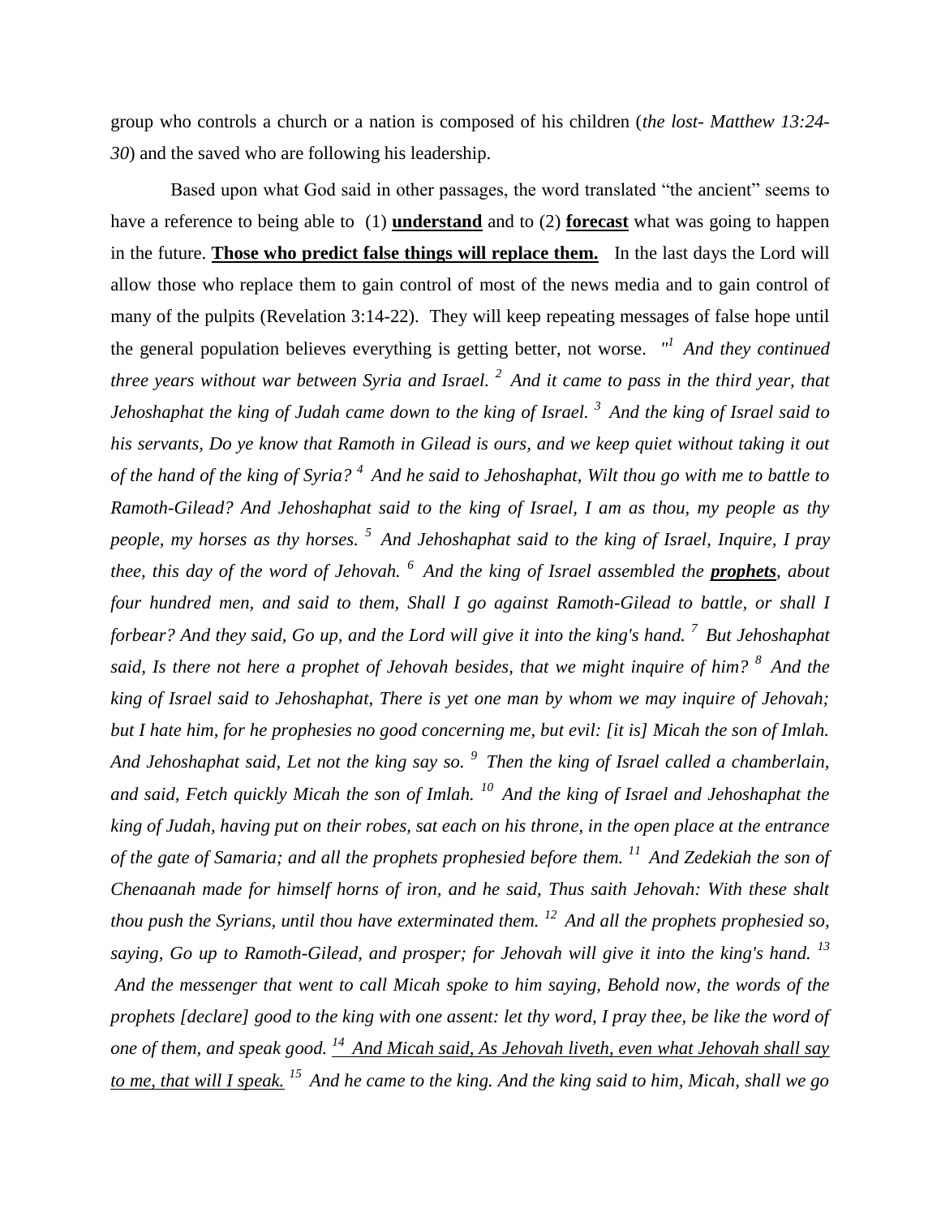group who controls a church or a nation is composed of his children (*the lost- Matthew 13:24-30*) and the saved who are following his leadership.

Based upon what God said in other passages, the word translated "the ancient" seems to have a reference to being able to (1) <u>**understand**</u> and to (2) <u>**forecast**</u> what was going to happen in the future. <u>**Those who predict false things will replace them.**</u> In the last days the Lord will allow those who replace them to gain control of most of the news media and to gain control of many of the pulpits (Revelation 3:14-22). They will keep repeating messages of false hope until the general population believes everything is getting better, not worse. *"[1] And they continued three years without war between Syria and Israel. [2] And it came to pass in the third year, that Jehoshaphat the king of Judah came down to the king of Israel. [3] And the king of Israel said to his servants, Do ye know that Ramoth in Gilead is ours, and we keep quiet without taking it out of the hand of the king of Syria? [4] And he said to Jehoshaphat, Wilt thou go with me to battle to Ramoth-Gilead? And Jehoshaphat said to the king of Israel, I am as thou, my people as thy people, my horses as thy horses. [5] And Jehoshaphat said to the king of Israel, Inquire, I pray thee, this day of the word of Jehovah. [6] And the king of Israel assembled the <u>**prophets**</u>, about four hundred men, and said to them, Shall I go against Ramoth-Gilead to battle, or shall I forbear? And they said, Go up, and the Lord will give it into the king's hand. [7] But Jehoshaphat said, Is there not here a prophet of Jehovah besides, that we might inquire of him? [8] And the king of Israel said to Jehoshaphat, There is yet one man by whom we may inquire of Jehovah; but I hate him, for he prophesies no good concerning me, but evil: [it is] Micah the son of Imlah. And Jehoshaphat said, Let not the king say so. [9] Then the king of Israel called a chamberlain, and said, Fetch quickly Micah the son of Imlah. [10] And the king of Israel and Jehoshaphat the king of Judah, having put on their robes, sat each on his throne, in the open place at the entrance of the gate of Samaria; and all the prophets prophesied before them. [11] And Zedekiah the son of Chenaanah made for himself horns of iron, and he said, Thus saith Jehovah: With these shalt thou push the Syrians, until thou have exterminated them. [12] And all the prophets prophesied so, saying, Go up to Ramoth-Gilead, and prosper; for Jehovah will give it into the king's hand. [13] And the messenger that went to call Micah spoke to him saying, Behold now, the words of the prophets [declare] good to the king with one assent: let thy word, I pray thee, be like the word of one of them, and speak good. <u>[14] And Micah said, As Jehovah liveth, even what Jehovah shall say to me, that will I speak.</u> [15] And he came to the king. And the king said to him, Micah, shall we go*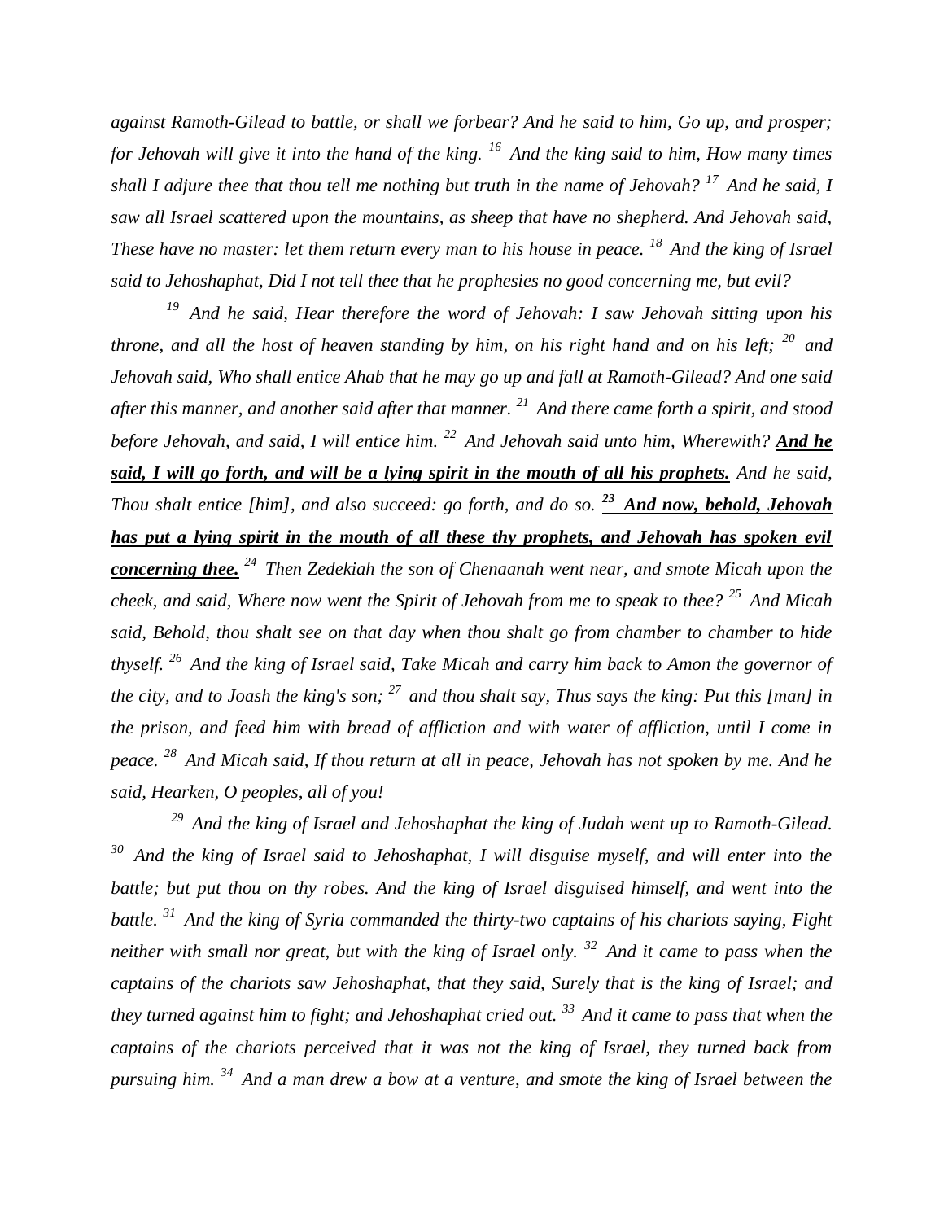*against Ramoth-Gilead to battle, or shall we forbear? And he said to him, Go up, and prosper; for Jehovah will give it into the hand of the king.* [16] *And the king said to him, How many times shall I adjure thee that thou tell me nothing but truth in the name of Jehovah?* [17] *And he said, I saw all Israel scattered upon the mountains, as sheep that have no shepherd. And Jehovah said, These have no master: let them return every man to his house in peace.* [18] *And the king of Israel said to Jehoshaphat, Did I not tell thee that he prophesies no good concerning me, but evil?*

[19] *And he said, Hear therefore the word of Jehovah: I saw Jehovah sitting upon his throne, and all the host of heaven standing by him, on his right hand and on his left;* [20] *and Jehovah said, Who shall entice Ahab that he may go up and fall at Ramoth-Gilead? And one said after this manner, and another said after that manner.* [21] *And there came forth a spirit, and stood before Jehovah, and said, I will entice him.* [22] *And Jehovah said unto him, Wherewith?* ***<u>And he said, I will go forth, and will be a lying spirit in the mouth of all his prophets.</u>*** *And he said, Thou shalt entice [him], and also succeed: go forth, and do so.* ***<u>[23] And now, behold, Jehovah has put a lying spirit in the mouth of all these thy prophets, and Jehovah has spoken evil concerning thee.</u>*** [24] *Then Zedekiah the son of Chenaanah went near, and smote Micah upon the cheek, and said, Where now went the Spirit of Jehovah from me to speak to thee?* [25] *And Micah said, Behold, thou shalt see on that day when thou shalt go from chamber to chamber to hide thyself.* [26] *And the king of Israel said, Take Micah and carry him back to Amon the governor of the city, and to Joash the king's son;* [27] *and thou shalt say, Thus says the king: Put this [man] in the prison, and feed him with bread of affliction and with water of affliction, until I come in peace.* [28] *And Micah said, If thou return at all in peace, Jehovah has not spoken by me. And he said, Hearken, O peoples, all of you!*

[29] *And the king of Israel and Jehoshaphat the king of Judah went up to Ramoth-Gilead.* [30] *And the king of Israel said to Jehoshaphat, I will disguise myself, and will enter into the battle; but put thou on thy robes. And the king of Israel disguised himself, and went into the battle.* [31] *And the king of Syria commanded the thirty-two captains of his chariots saying, Fight neither with small nor great, but with the king of Israel only.* [32] *And it came to pass when the captains of the chariots saw Jehoshaphat, that they said, Surely that is the king of Israel; and they turned against him to fight; and Jehoshaphat cried out.* [33] *And it came to pass that when the captains of the chariots perceived that it was not the king of Israel, they turned back from pursuing him.* [34] *And a man drew a bow at a venture, and smote the king of Israel between the*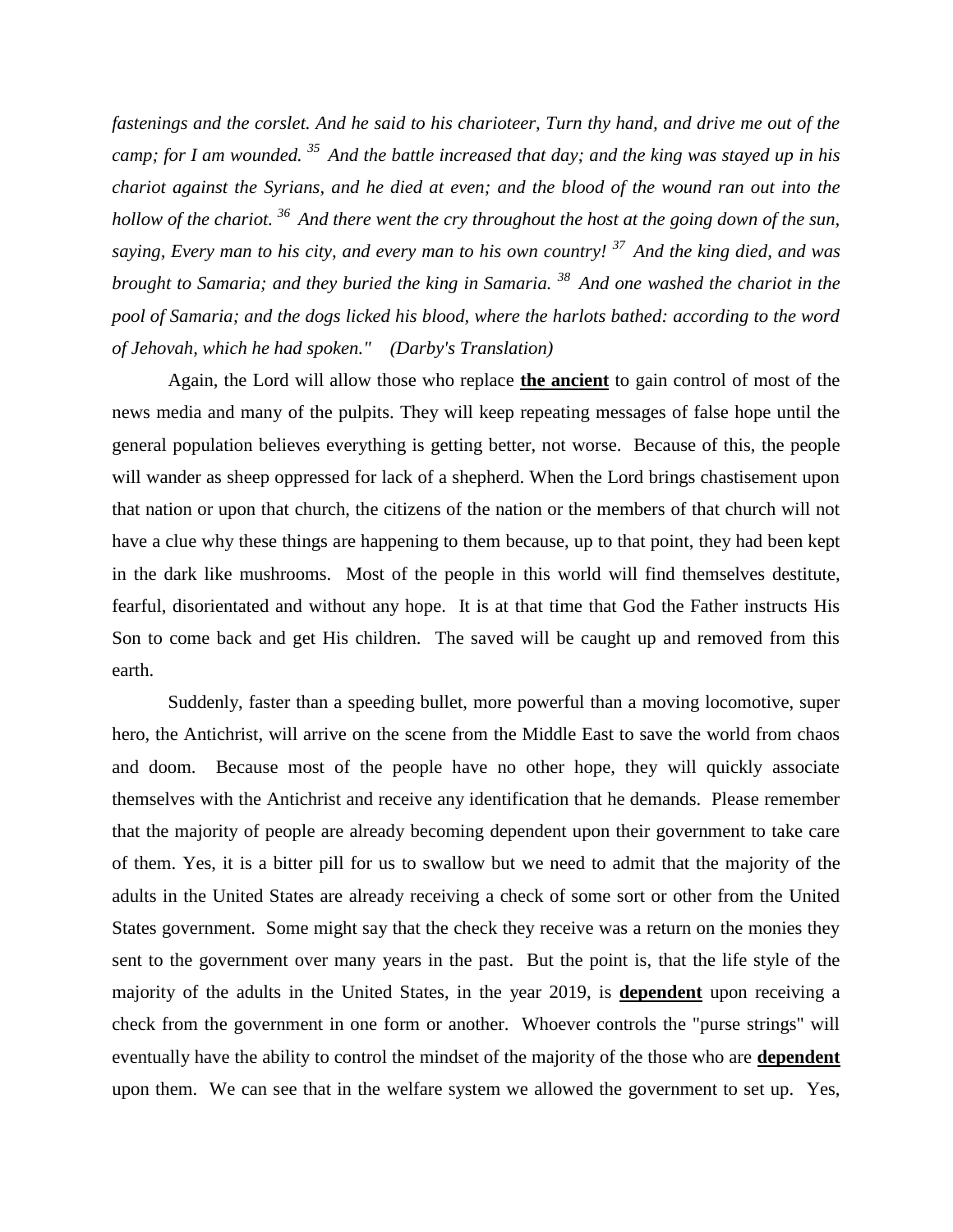*fastenings and the corslet. And he said to his charioteer, Turn thy hand, and drive me out of the camp; for I am wounded. [35] And the battle increased that day; and the king was stayed up in his chariot against the Syrians, and he died at even; and the blood of the wound ran out into the hollow of the chariot. [36] And there went the cry throughout the host at the going down of the sun, saying, Every man to his city, and every man to his own country! [37] And the king died, and was brought to Samaria; and they buried the king in Samaria. [38] And one washed the chariot in the pool of Samaria; and the dogs licked his blood, where the harlots bathed: according to the word of Jehovah, which he had spoken." (Darby's Translation)*

Again, the Lord will allow those who replace **the ancient** to gain control of most of the news media and many of the pulpits. They will keep repeating messages of false hope until the general population believes everything is getting better, not worse. Because of this, the people will wander as sheep oppressed for lack of a shepherd. When the Lord brings chastisement upon that nation or upon that church, the citizens of the nation or the members of that church will not have a clue why these things are happening to them because, up to that point, they had been kept in the dark like mushrooms. Most of the people in this world will find themselves destitute, fearful, disorientated and without any hope. It is at that time that God the Father instructs His Son to come back and get His children. The saved will be caught up and removed from this earth.

Suddenly, faster than a speeding bullet, more powerful than a moving locomotive, super hero, the Antichrist, will arrive on the scene from the Middle East to save the world from chaos and doom. Because most of the people have no other hope, they will quickly associate themselves with the Antichrist and receive any identification that he demands. Please remember that the majority of people are already becoming dependent upon their government to take care of them. Yes, it is a bitter pill for us to swallow but we need to admit that the majority of the adults in the United States are already receiving a check of some sort or other from the United States government. Some might say that the check they receive was a return on the monies they sent to the government over many years in the past. But the point is, that the life style of the majority of the adults in the United States, in the year 2019, is **dependent** upon receiving a check from the government in one form or another. Whoever controls the "purse strings" will eventually have the ability to control the mindset of the majority of the those who are **dependent** upon them. We can see that in the welfare system we allowed the government to set up. Yes,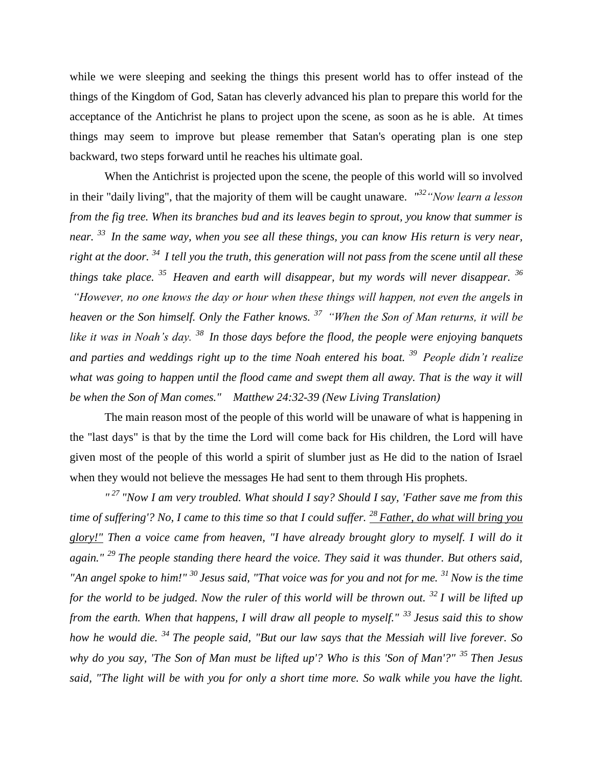while we were sleeping and seeking the things this present world has to offer instead of the things of the Kingdom of God, Satan has cleverly advanced his plan to prepare this world for the acceptance of the Antichrist he plans to project upon the scene, as soon as he is able. At times things may seem to improve but please remember that Satan's operating plan is one step backward, two steps forward until he reaches his ultimate goal.

When the Antichrist is projected upon the scene, the people of this world will so involved in their "daily living", that the majority of them will be caught unaware. *"[32] "Now learn a lesson from the fig tree. When its branches bud and its leaves begin to sprout, you know that summer is near. [33] In the same way, when you see all these things, you can know His return is very near, right at the door. [34] I tell you the truth, this generation will not pass from the scene until all these things take place. [35] Heaven and earth will disappear, but my words will never disappear. [36] "However, no one knows the day or hour when these things will happen, not even the angels in heaven or the Son himself. Only the Father knows. [37] "When the Son of Man returns, it will be like it was in Noah's day. [38] In those days before the flood, the people were enjoying banquets and parties and weddings right up to the time Noah entered his boat. [39] People didn't realize what was going to happen until the flood came and swept them all away. That is the way it will be when the Son of Man comes." Matthew 24:32-39 (New Living Translation)*

The main reason most of the people of this world will be unaware of what is happening in the "last days" is that by the time the Lord will come back for His children, the Lord will have given most of the people of this world a spirit of slumber just as He did to the nation of Israel when they would not believe the messages He had sent to them through His prophets.

*" [27] "Now I am very troubled. What should I say? Should I say, 'Father save me from this time of suffering'? No, I came to this time so that I could suffer. <u>[28] Father, do what will bring you glory!"</u> Then a voice came from heaven, "I have already brought glory to myself. I will do it again." [29] The people standing there heard the voice. They said it was thunder. But others said, "An angel spoke to him!" [30] Jesus said, "That voice was for you and not for me. [31] Now is the time for the world to be judged. Now the ruler of this world will be thrown out. [32] I will be lifted up from the earth. When that happens, I will draw all people to myself." [33] Jesus said this to show how he would die. [34] The people said, "But our law says that the Messiah will live forever. So why do you say, 'The Son of Man must be lifted up'? Who is this 'Son of Man'?" [35] Then Jesus said, "The light will be with you for only a short time more. So walk while you have the light.*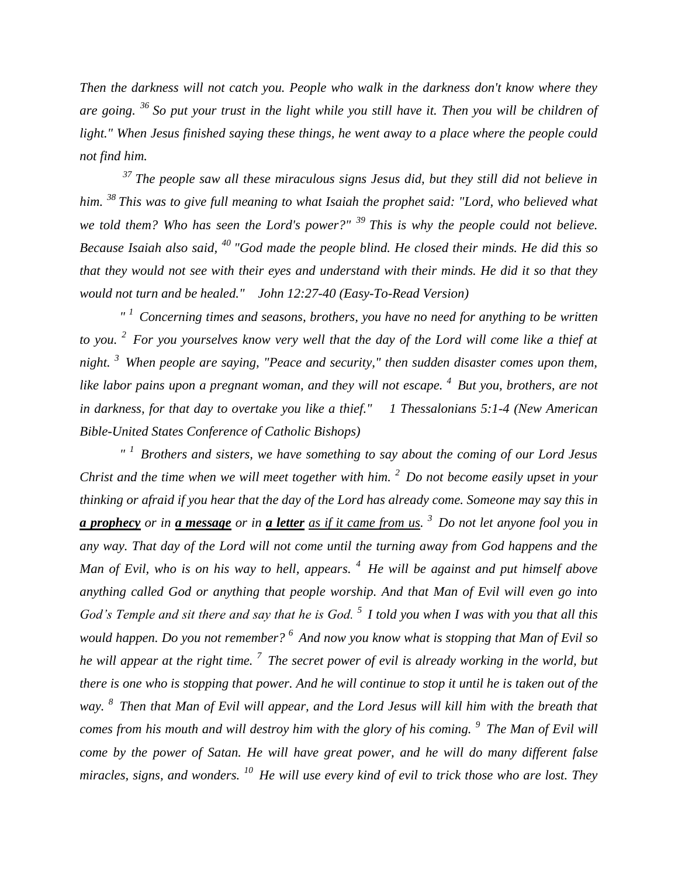*Then the darkness will not catch you. People who walk in the darkness don't know where they are going. [36] So put your trust in the light while you still have it. Then you will be children of light." When Jesus finished saying these things, he went away to a place where the people could not find him.*

*[37] The people saw all these miraculous signs Jesus did, but they still did not believe in him. [38] This was to give full meaning to what Isaiah the prophet said: "Lord, who believed what we told them? Who has seen the Lord's power?" [39] This is why the people could not believe. Because Isaiah also said, [40] "God made the people blind. He closed their minds. He did this so that they would not see with their eyes and understand with their minds. He did it so that they would not turn and be healed."   John 12:27-40 (Easy-To-Read Version)*

*" [1] Concerning times and seasons, brothers, you have no need for anything to be written to you. [2] For you yourselves know very well that the day of the Lord will come like a thief at night. [3] When people are saying, "Peace and security," then sudden disaster comes upon them, like labor pains upon a pregnant woman, and they will not escape. [4] But you, brothers, are not in darkness, for that day to overtake you like a thief."   1 Thessalonians 5:1-4 (New American Bible-United States Conference of Catholic Bishops)*

*" [1] Brothers and sisters, we have something to say about the coming of our Lord Jesus Christ and the time when we will meet together with him. [2] Do not become easily upset in your thinking or afraid if you hear that the day of the Lord has already come. Someone may say this in* ***<u>a prophecy</u>*** *or in* ***<u>a message</u>*** *or in* ***<u>a letter</u>*** *<u>as if it came from us</u>. [3] Do not let anyone fool you in any way. That day of the Lord will not come until the turning away from God happens and the Man of Evil, who is on his way to hell, appears. [4] He will be against and put himself above anything called God or anything that people worship. And that Man of Evil will even go into God's Temple and sit there and say that he is God. [5] I told you when I was with you that all this would happen. Do you not remember? [6] And now you know what is stopping that Man of Evil so he will appear at the right time. [7] The secret power of evil is already working in the world, but there is one who is stopping that power. And he will continue to stop it until he is taken out of the way. [8] Then that Man of Evil will appear, and the Lord Jesus will kill him with the breath that comes from his mouth and will destroy him with the glory of his coming. [9] The Man of Evil will come by the power of Satan. He will have great power, and he will do many different false miracles, signs, and wonders. [10] He will use every kind of evil to trick those who are lost. They*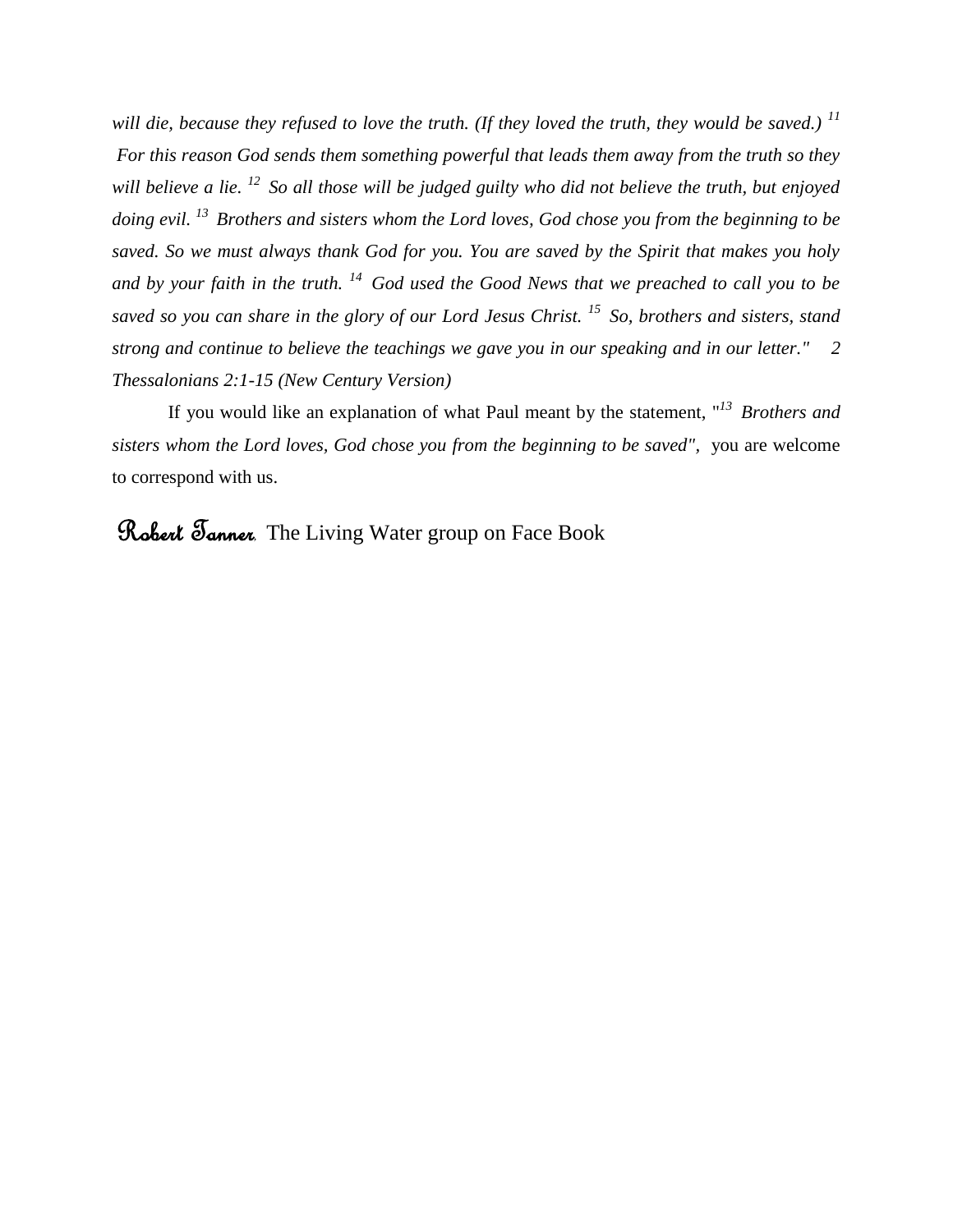*will die, because they refused to love the truth. (If they loved the truth, they would be saved.)* [11] *For this reason God sends them something powerful that leads them away from the truth so they will believe a lie.* [12] *So all those will be judged guilty who did not believe the truth, but enjoyed doing evil.* [13] *Brothers and sisters whom the Lord loves, God chose you from the beginning to be saved. So we must always thank God for you. You are saved by the Spirit that makes you holy and by your faith in the truth.* [14] *God used the Good News that we preached to call you to be saved so you can share in the glory of our Lord Jesus Christ.* [15] *So, brothers and sisters, stand strong and continue to believe the teachings we gave you in our speaking and in our letter." 2 Thessalonians 2:1-15 (New Century Version)*

If you would like an explanation of what Paul meant by the statement, "[13] *Brothers and sisters whom the Lord loves, God chose you from the beginning to be saved"*, you are welcome to correspond with us.

Robert Tanner, The Living Water group on Face Book